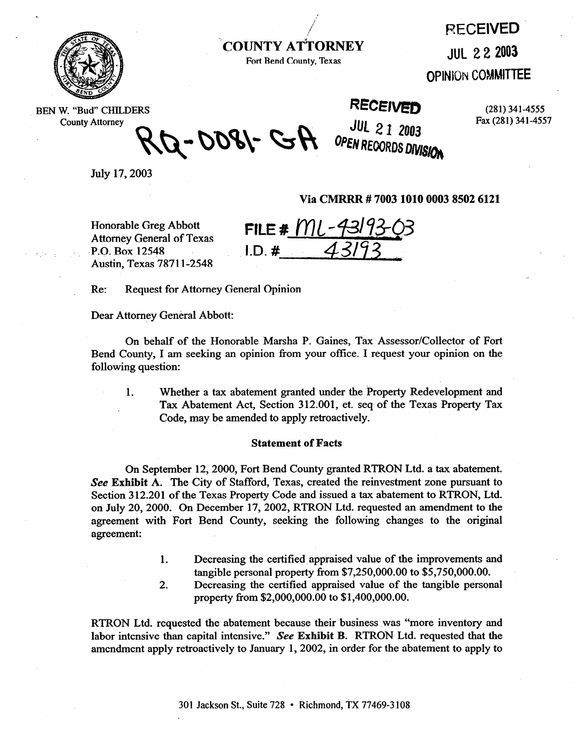# COUNTY ATTORNEY

Fort Bend County, Texas

RECEIVED

JUL 22 2003

OPINION COMMITTEE

BEN W. "Bud" CHILDERS
County Attorney

RQ-0081-GA

RECEIVED

JUL 21 2003

OPEN RECORDS DIVISION

(281) 341-4555
Fax (281) 341-4557

July 17, 2003

**Via CMRRR # 7003 1010 0003 8502 6121**

Honorable Greg Abbott
Attorney General of Texas
P.O. Box 12548
Austin, Texas 78711-2548

FILE # ML-43193-03
I.D. # 43193

Re: Request for Attorney General Opinion

Dear Attorney General Abbott:

On behalf of the Honorable Marsha P. Gaines, Tax Assessor/Collector of Fort Bend County, I am seeking an opinion from your office. I request your opinion on the following question:

1. Whether a tax abatement granted under the Property Redevelopment and Tax Abatement Act, Section 312.001, et. seq of the Texas Property Tax Code, may be amended to apply retroactively.

**Statement of Facts**

On September 12, 2000, Fort Bend County granted RTRON Ltd. a tax abatement. ***See* Exhibit A**. The City of Stafford, Texas, created the reinvestment zone pursuant to Section 312.201 of the Texas Property Code and issued a tax abatement to RTRON, Ltd. on July 20, 2000. On December 17, 2002, RTRON Ltd. requested an amendment to the agreement with Fort Bend County, seeking the following changes to the original agreement:

1. Decreasing the certified appraised value of the improvements and tangible personal property from $7,250,000.00 to $5,750,000.00.
2. Decreasing the certified appraised value of the tangible personal property from $2,000,000.00 to $1,400,000.00.

RTRON Ltd. requested the abatement because their business was "more inventory and labor intensive than capital intensive." ***See* Exhibit B**. RTRON Ltd. requested that the amendment apply retroactively to January 1, 2002, in order for the abatement to apply to

301 Jackson St., Suite 728 • Richmond, TX 77469-3108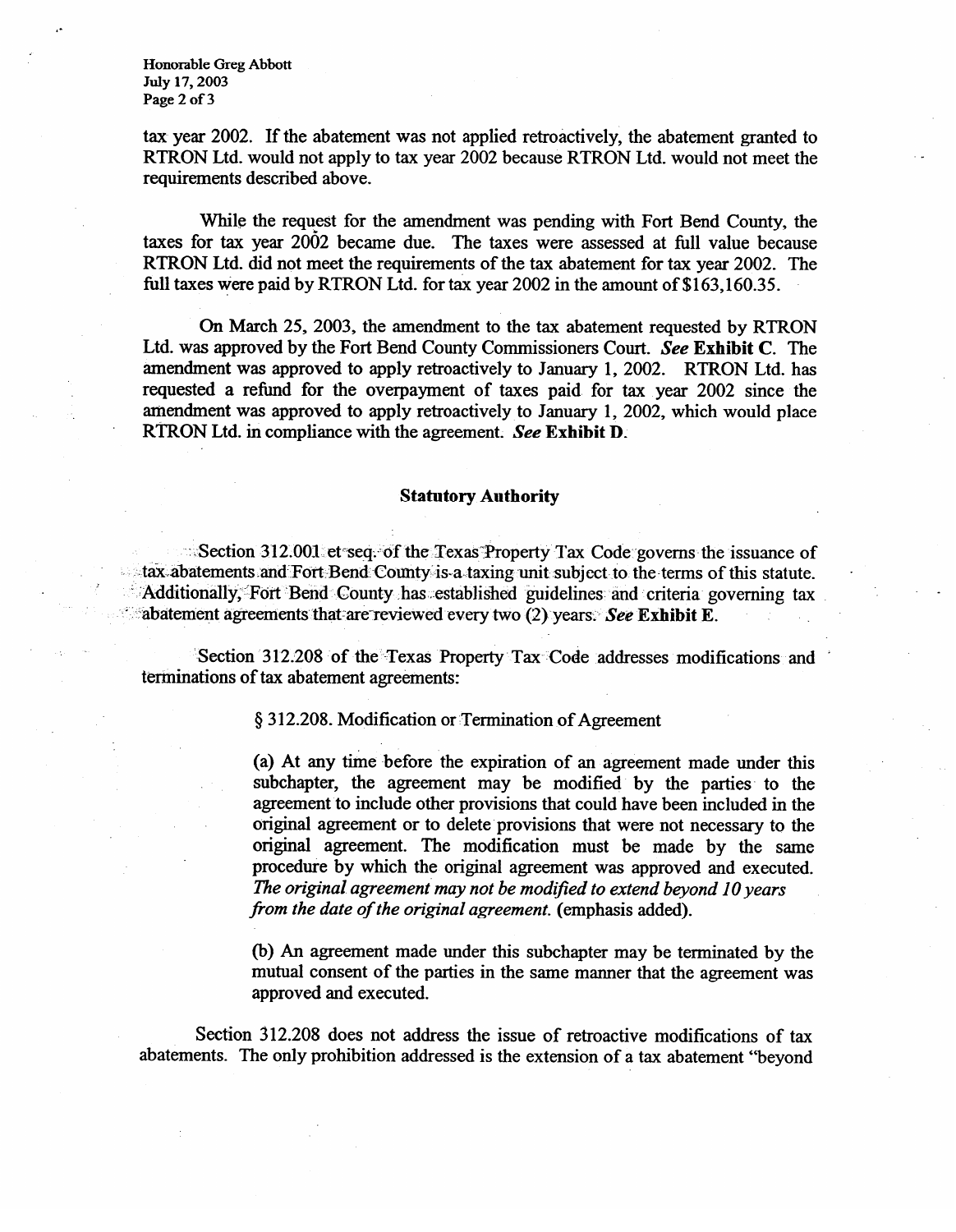tax year 2002. If the abatement was not applied retroactively, the abatement granted to RTRON Ltd. would not apply to tax year 2002 because RTRON Ltd. would not meet the requirements described above.

While the request for the amendment was pending with Fort Bend County, the taxes for tax year 2002 became due. The taxes were assessed at full value because RTRON Ltd. did not meet the requirements of the tax abatement for tax year 2002. The full taxes were paid by RTRON Ltd. for tax year 2002 in the amount of $163,160.35.

On March 25, 2003, the amendment to the tax abatement requested by RTRON Ltd. was approved by the Fort Bend County Commissioners Court. ***See* Exhibit C**. The amendment was approved to apply retroactively to January 1, 2002. RTRON Ltd. has requested a refund for the overpayment of taxes paid for tax year 2002 since the amendment was approved to apply retroactively to January 1, 2002, which would place RTRON Ltd. in compliance with the agreement. ***See* Exhibit D**.

**Statutory Authority**

Section 312.001 et seq. of the Texas Property Tax Code governs the issuance of tax abatements and Fort Bend County is a taxing unit subject to the terms of this statute. Additionally, Fort Bend County has established guidelines and criteria governing tax abatement agreements that are reviewed every two (2) years. ***See* Exhibit E**.

Section 312.208 of the Texas Property Tax Code addresses modifications and terminations of tax abatement agreements:

> § 312.208. Modification or Termination of Agreement
>
> (a) At any time before the expiration of an agreement made under this subchapter, the agreement may be modified by the parties to the agreement to include other provisions that could have been included in the original agreement or to delete provisions that were not necessary to the original agreement. The modification must be made by the same procedure by which the original agreement was approved and executed. *The original agreement may not be modified to extend beyond 10 years from the date of the original agreement.* (emphasis added).
>
> (b) An agreement made under this subchapter may be terminated by the mutual consent of the parties in the same manner that the agreement was approved and executed.

Section 312.208 does not address the issue of retroactive modifications of tax abatements. The only prohibition addressed is the extension of a tax abatement "beyond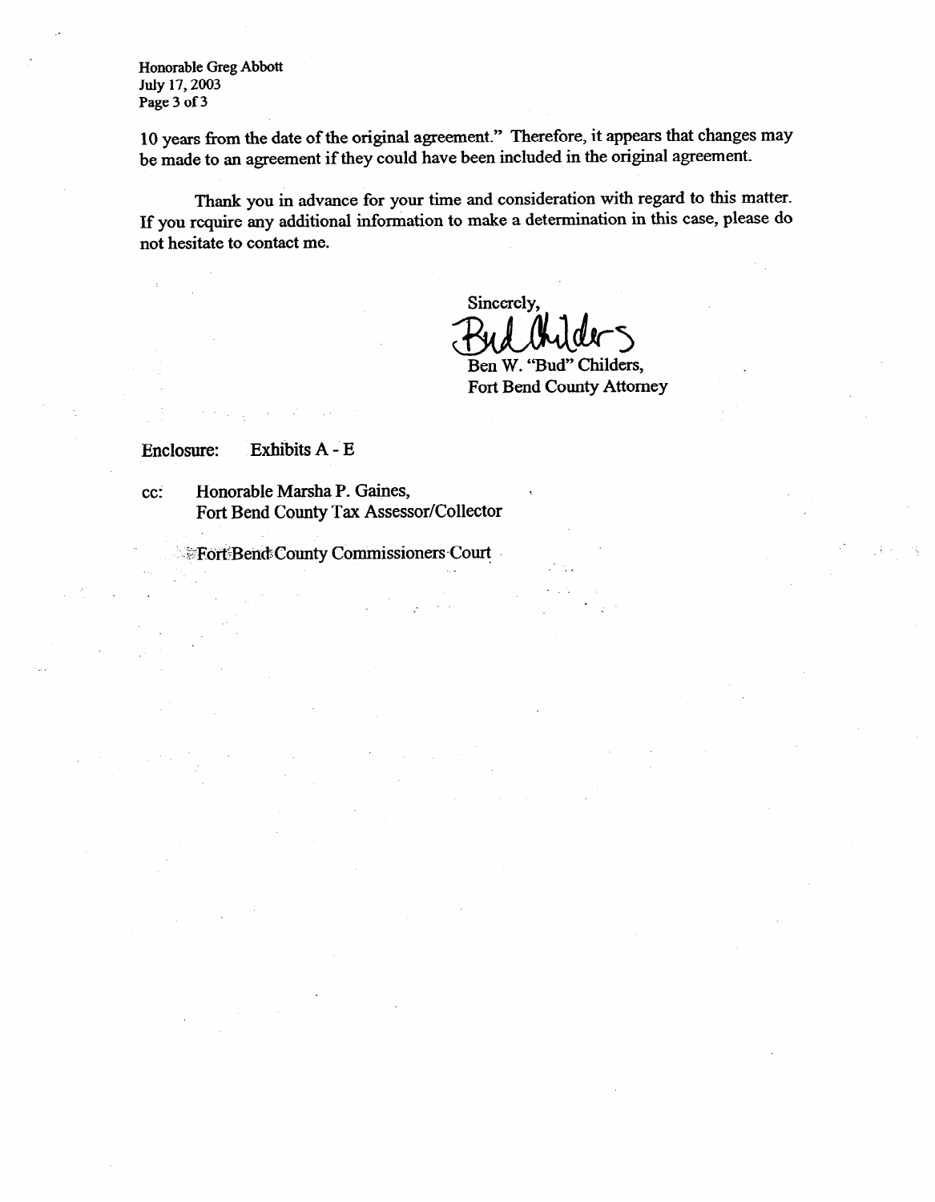10 years from the date of the original agreement." Therefore, it appears that changes may be made to an agreement if they could have been included in the original agreement.

Thank you in advance for your time and consideration with regard to this matter. If you require any additional information to make a determination in this case, please do not hesitate to contact me.

Sincerely,

Bud Childers

Ben W. "Bud" Childers,
Fort Bend County Attorney

Enclosure: Exhibits A - E

cc: Honorable Marsha P. Gaines,
Fort Bend County Tax Assessor/Collector

Fort Bend County Commissioners Court